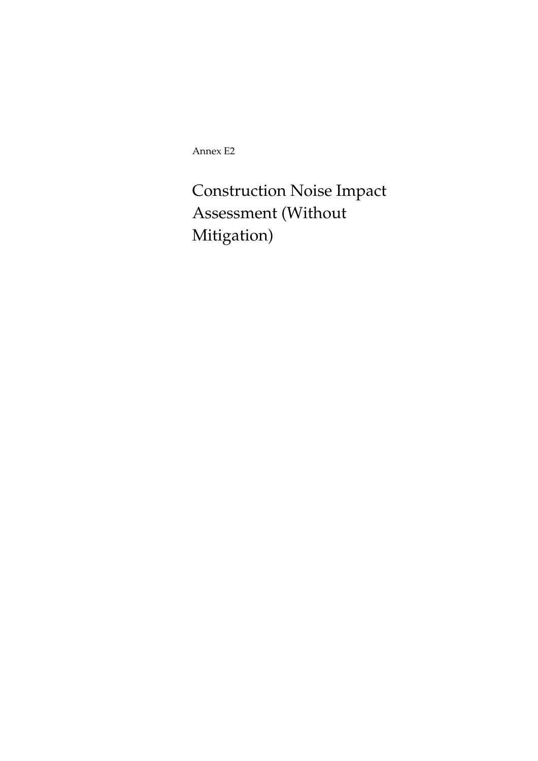Annex E2

# Construction Noise Impact Assessment (Without Mitigation)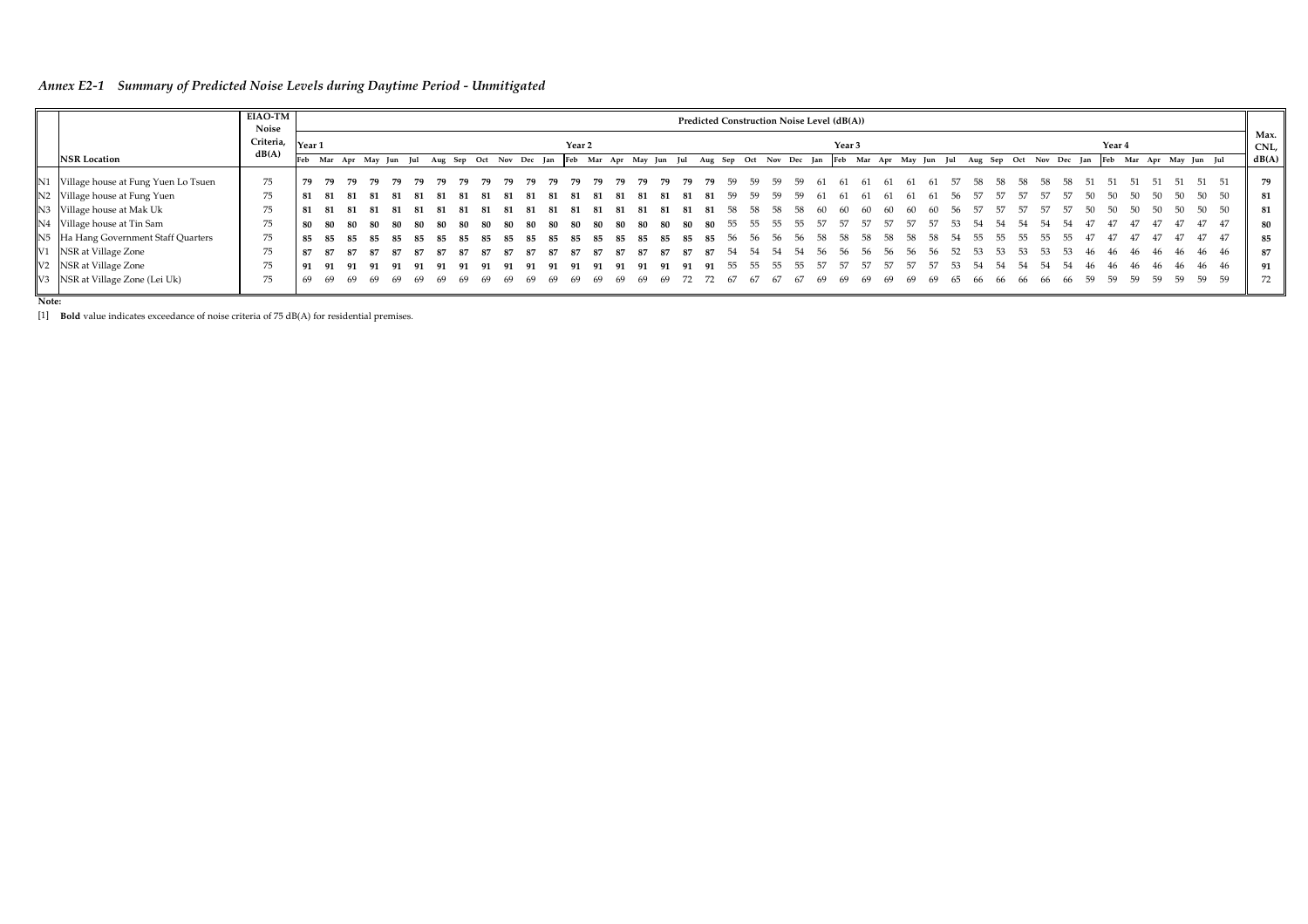*Annex E2-1 Summary of Predicted Noise Levels during Daytime Period - Unmitigated*

| | NSR Location | EIAO-TM Noise Criteria, dB(A) | Predicted Construction Noise Level (dB(A)) | | | | | | | | | | | | | | | | | | | | | | | | | | | | | | | | | | | | | | | | | | Max. CNL, dB(A) |
|---|---|---|---|---|---|---|---|---|---|---|---|---|---|---|---|---|---|---|---|---|---|---|---|---|---|---|---|---|---|---|---|---|---|---|---|---|---|---|---|---|---|---|---|---|---|
| | | | Year 1 | | | | | | | | | | | | Year 2 | | | | | | | | | | | | Year 3 | | | | | | | | | | | | Year 4 | | | | | | |
| | | | Feb | Mar | Apr | May | Jun | Jul | Aug | Sep | Oct | Nov | Dec | Jan | Feb | Mar | Apr | May | Jun | Jul | Aug | Sep | Oct | Nov | Dec | Jan | Feb | Mar | Apr | May | Jun | Jul | Aug | Sep | Oct | Nov | Dec | Jan | Feb | Mar | Apr | May | Jun | Jul | |
| N1 | Village house at Fung Yuen Lo Tsuen | 75 | **79** | **79** | **79** | **79** | **79** | **79** | **79** | **79** | **79** | **79** | **79** | **79** | **79** | **79** | **79** | **79** | **79** | **79** | **79** | 59 | 59 | 59 | 59 | 61 | 61 | 61 | 61 | 61 | 61 | 57 | 58 | 58 | 58 | 58 | 58 | 51 | 51 | 51 | 51 | 51 | 51 | 51 | **79** |
| N2 | Village house at Fung Yuen | 75 | **81** | **81** | **81** | **81** | **81** | **81** | **81** | **81** | **81** | **81** | **81** | **81** | **81** | **81** | **81** | **81** | **81** | **81** | **81** | 59 | 59 | 59 | 59 | 61 | 61 | 61 | 61 | 61 | 61 | 56 | 57 | 57 | 57 | 57 | 57 | 50 | 50 | 50 | 50 | 50 | 50 | 50 | **81** |
| N3 | Village house at Mak Uk | 75 | **81** | **81** | **81** | **81** | **81** | **81** | **81** | **81** | **81** | **81** | **81** | **81** | **81** | **81** | **81** | **81** | **81** | **81** | **81** | 58 | 58 | 58 | 58 | 60 | 60 | 60 | 60 | 60 | 60 | 56 | 57 | 57 | 57 | 57 | 57 | 50 | 50 | 50 | 50 | 50 | 50 | 50 | **81** |
| N4 | Village house at Tin Sam | 75 | **80** | **80** | **80** | **80** | **80** | **80** | **80** | **80** | **80** | **80** | **80** | **80** | **80** | **80** | **80** | **80** | **80** | **80** | **80** | 55 | 55 | 55 | 55 | 57 | 57 | 57 | 57 | 57 | 57 | 53 | 54 | 54 | 54 | 54 | 54 | 47 | 47 | 47 | 47 | 47 | 47 | 47 | **80** |
| N5 | Ha Hang Government Staff Quarters | 75 | **85** | **85** | **85** | **85** | **85** | **85** | **85** | **85** | **85** | **85** | **85** | **85** | **85** | **85** | **85** | **85** | **85** | **85** | **85** | 56 | 56 | 56 | 56 | 58 | 58 | 58 | 58 | 58 | 58 | 54 | 55 | 55 | 55 | 55 | 55 | 47 | 47 | 47 | 47 | 47 | 47 | 47 | **85** |
| V1 | NSR at Village Zone | 75 | **87** | **87** | **87** | **87** | **87** | **87** | **87** | **87** | **87** | **87** | **87** | **87** | **87** | **87** | **87** | **87** | **87** | **87** | **87** | 54 | 54 | 54 | 54 | 56 | 56 | 56 | 56 | 56 | 56 | 52 | 53 | 53 | 53 | 53 | 53 | 46 | 46 | 46 | 46 | 46 | 46 | 46 | **87** |
| V2 | NSR at Village Zone | 75 | **91** | **91** | **91** | **91** | **91** | **91** | **91** | **91** | **91** | **91** | **91** | **91** | **91** | **91** | **91** | **91** | **91** | **91** | **91** | 55 | 55 | 55 | 55 | 57 | 57 | 57 | 57 | 57 | 57 | 53 | 54 | 54 | 54 | 54 | 54 | 46 | 46 | 46 | 46 | 46 | 46 | 46 | **91** |
| V3 | NSR at Village Zone (Lei Uk) | 75 | 69 | 69 | 69 | 69 | 69 | 69 | 69 | 69 | 69 | 69 | 69 | 69 | 69 | 69 | 69 | 69 | 69 | 72 | 72 | 67 | 67 | 67 | 67 | 69 | 69 | 69 | 69 | 69 | 69 | 65 | 66 | 66 | 66 | 66 | 66 | 59 | 59 | 59 | 59 | 59 | 59 | 59 | 72 |

**Note:**

[1] **Bold** value indicates exceedance of noise criteria of 75 dB(A) for residential premises.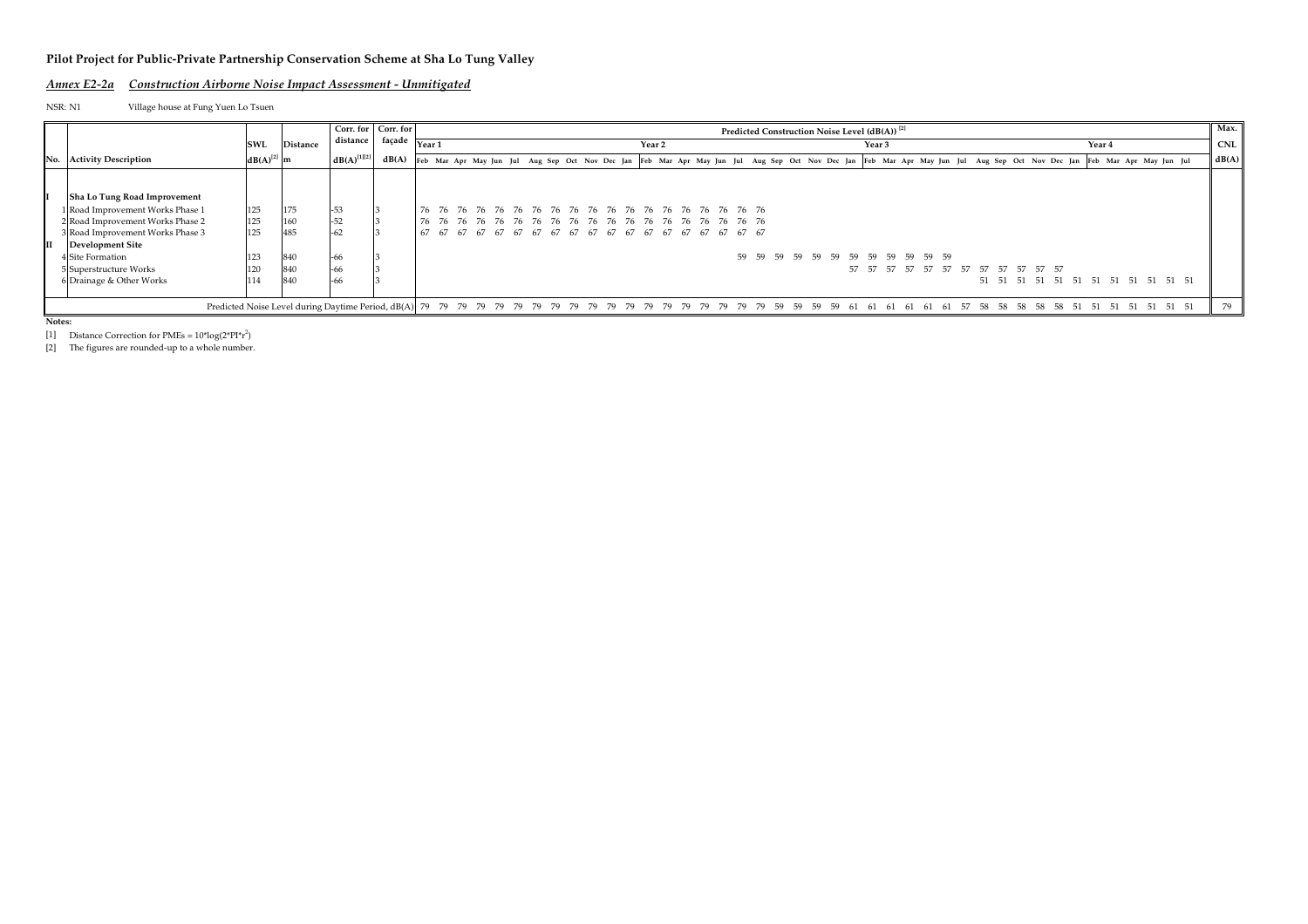# Pilot Project for Public-Private Partnership Conservation Scheme at Sha Lo Tung Valley

## *Annex E2-2a Construction Airborne Noise Impact Assessment - Unmitigated*

NSR: N1 Village house at Fung Yuen Lo Tsuen

| No. | Activity Description | SWL dB(A)[2] | Distance m | Corr. for distance dB(A)[1][2] | Corr. for façade dB(A) | Predicted Construction Noise Level (dB(A)) [2] Year 1 | | | | | | | | | | | | Year 2 | | | | | | | | | | | | Year 3 | | | | | | | | | | | | Year 4 | | | | | | Max. CNL dB(A) |
|---|---|---|---|---|---|---|---|---|---|---|---|---|---|---|---|---|---|---|---|---|---|---|---|---|---|---|---|---|---|---|---|---|---|---|---|---|---|---|---|---|---|---|---|---|---|---|---|---|
| | | | | | | Feb | Mar | Apr | May | Jun | Jul | Aug | Sep | Oct | Nov | Dec | Jan | Feb | Mar | Apr | May | Jun | Jul | Aug | Sep | Oct | Nov | Dec | Jan | Feb | Mar | Apr | May | Jun | Jul | Aug | Sep | Oct | Nov | Dec | Jan | Feb | Mar | Apr | May | Jun | Jul | |
| **I** | **Sha Lo Tung Road Improvement** | | | | | | | | | | | | | | | | | | | | | | | | | | | | | | | | | | | | | | | | | | | | | | | |
| 1 | Road Improvement Works Phase 1 | 125 | 175 | -53 | 3 | 76 | 76 | 76 | 76 | 76 | 76 | 76 | 76 | 76 | 76 | 76 | 76 | 76 | 76 | 76 | 76 | 76 | 76 | 76 | | | | | | | | | | | | | | | | | | | | | | | | |
| 2 | Road Improvement Works Phase 2 | 125 | 160 | -52 | 3 | 76 | 76 | 76 | 76 | 76 | 76 | 76 | 76 | 76 | 76 | 76 | 76 | 76 | 76 | 76 | 76 | 76 | 76 | 76 | | | | | | | | | | | | | | | | | | | | | | | | |
| 3 | Road Improvement Works Phase 3 | 125 | 485 | -62 | 3 | 67 | 67 | 67 | 67 | 67 | 67 | 67 | 67 | 67 | 67 | 67 | 67 | 67 | 67 | 67 | 67 | 67 | 67 | 67 | | | | | | | | | | | | | | | | | | | | | | | | |
| **II** | **Development Site** | | | | | | | | | | | | | | | | | | | | | | | | | | | | | | | | | | | | | | | | | | | | | | | |
| 4 | Site Formation | 123 | 840 | -66 | 3 | | | | | | | | | | | | | | | | | | 59 | 59 | 59 | 59 | 59 | 59 | 59 | 59 | 59 | 59 | 59 | 59 | | | | | | | | | | | | | | |
| 5 | Superstructure Works | 120 | 840 | -66 | 3 | | | | | | | | | | | | | | | | | | | | | | | | 57 | 57 | 57 | 57 | 57 | 57 | 57 | 57 | 57 | 57 | 57 | 57 | | | | | | | |
| 6 | Drainage & Other Works | 114 | 840 | -66 | 3 | | | | | | | | | | | | | | | | | | | | | | | | | | | | | | | 51 | 51 | 51 | 51 | 51 | 51 | 51 | 51 | 51 | 51 | 51 | 51 | |
| | Predicted Noise Level during Daytime Period, dB(A) | | | | | 79 | 79 | 79 | 79 | 79 | 79 | 79 | 79 | 79 | 79 | 79 | 79 | 79 | 79 | 79 | 79 | 79 | 79 | 79 | 59 | 59 | 59 | 59 | 61 | 61 | 61 | 61 | 61 | 61 | 57 | 58 | 58 | 58 | 58 | 58 | 51 | 51 | 51 | 51 | 51 | 51 | 51 | 79 |

**Notes:**

[1] Distance Correction for PMEs = $10*\log(2*PI*r^2)$

[2] The figures are rounded-up to a whole number.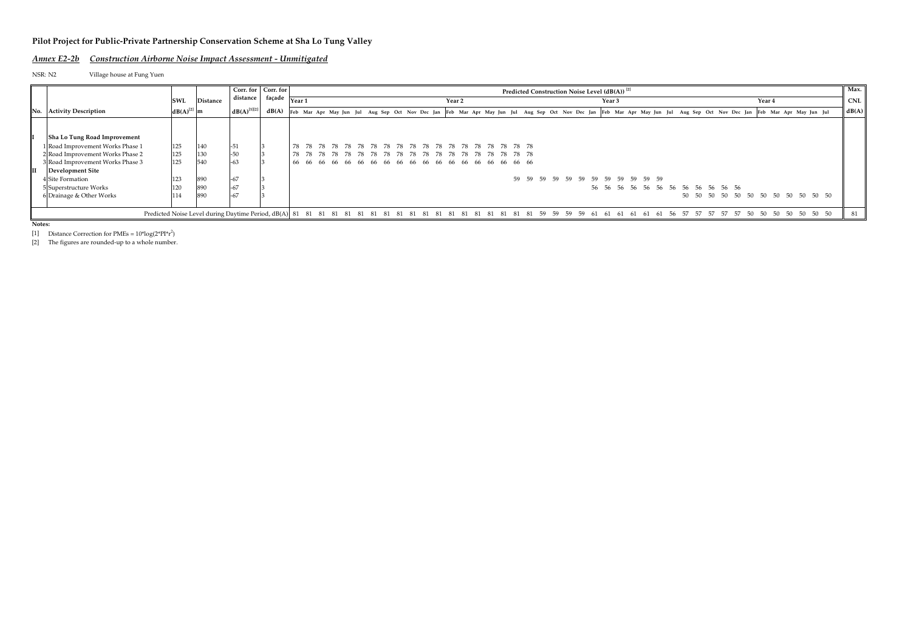**Pilot Project for Public-Private Partnership Conservation Scheme at Sha Lo Tung Valley**

***Annex E2-2b Construction Airborne Noise Impact Assessment - Unmitigated***

NSR: N2 Village house at Fung Yuen

| No. | Activity Description | SWL dB(A)[2] | Distance m | Corr. for distance dB(A)[1][2] | Corr. for façade dB(A) | Predicted Construction Noise Level (dB(A)) [2] | | | | | | | | | | | | | | | | | | | | | | | | | | | | | | | | | | | | | | | | | | Max. CNL dB(A) |
|---|---|---|---|---|---|---|---|---|---|---|---|---|---|---|---|---|---|---|---|---|---|---|---|---|---|---|---|---|---|---|---|---|---|---|---|---|---|---|---|---|---|---|---|---|---|---|---|---|
| | | | | | | Year 1 | | | | | | | | | | | | Year 2 | | | | | | | | | | | | Year 3 | | | | | | | | | | | | Year 4 | | | | | | |
| | | | | | | Feb | Mar | Apr | May | Jun | Jul | Aug | Sep | Oct | Nov | Dec | Jan | Feb | Mar | Apr | May | Jun | Jul | Aug | Sep | Oct | Nov | Dec | Jan | Feb | Mar | Apr | May | Jun | Jul | Aug | Sep | Oct | Nov | Dec | Jan | Feb | Mar | Apr | May | Jun | Jul | |
| I | **Sha Lo Tung Road Improvement** | | | | | | | | | | | | | | | | | | | | | | | | | | | | | | | | | | | | | | | | | | | | | | | |
| 1 | Road Improvement Works Phase 1 | 125 | 140 | -51 | 3 | 78 | 78 | 78 | 78 | 78 | 78 | 78 | 78 | 78 | 78 | 78 | 78 | 78 | 78 | 78 | 78 | 78 | 78 | 78 | | | | | | | | | | | | | | | | | | | | | | | | |
| 2 | Road Improvement Works Phase 2 | 125 | 130 | -50 | 3 | 78 | 78 | 78 | 78 | 78 | 78 | 78 | 78 | 78 | 78 | 78 | 78 | 78 | 78 | 78 | 78 | 78 | 78 | 78 | | | | | | | | | | | | | | | | | | | | | | | | |
| 3 | Road Improvement Works Phase 3 | 125 | 540 | -63 | 3 | 66 | 66 | 66 | 66 | 66 | 66 | 66 | 66 | 66 | 66 | 66 | 66 | 66 | 66 | 66 | 66 | 66 | 66 | 66 | | | | | | | | | | | | | | | | | | | | | | | | |
| II | **Development Site** | | | | | | | | | | | | | | | | | | | | | | | | | | | | | | | | | | | | | | | | | | | | | | | |
| 4 | Site Formation | 123 | 890 | -67 | 3 | | | | | | | | | | | | | | | | | | 59 | 59 | 59 | 59 | 59 | 59 | 59 | 59 | 59 | 59 | 59 | 59 | | | | | | | | | | | | | | |
| 5 | Superstructure Works | 120 | 890 | -67 | 3 | | | | | | | | | | | | | | | | | | | | | | | | 56 | 56 | 56 | 56 | 56 | 56 | 56 | 56 | 56 | 56 | 56 | 56 | | | | | | | | |
| 6 | Drainage & Other Works | 114 | 890 | -67 | 3 | | | | | | | | | | | | | | | | | | | | | | | | | | | | | | | 50 | 50 | 50 | 50 | 50 | 50 | 50 | 50 | 50 | 50 | 50 | 50 | |
| | Predicted Noise Level during Daytime Period, dB(A) | | | | | 81 | 81 | 81 | 81 | 81 | 81 | 81 | 81 | 81 | 81 | 81 | 81 | 81 | 81 | 81 | 81 | 81 | 81 | 81 | 59 | 59 | 59 | 59 | 61 | 61 | 61 | 61 | 61 | 61 | 56 | 57 | 57 | 57 | 57 | 57 | 50 | 50 | 50 | 50 | 50 | 50 | 50 | 81 |

**Notes:**

[1] Distance Correction for PMEs = $10*\log(2*PI*r^2)$

[2] The figures are rounded-up to a whole number.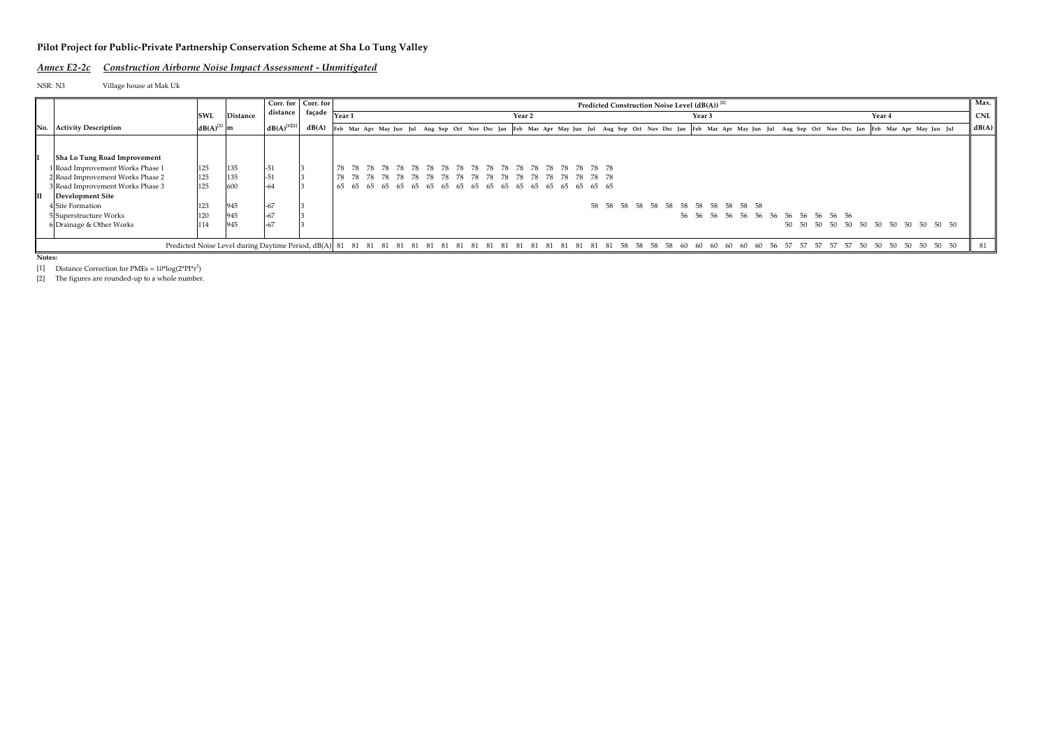**Pilot Project for Public-Private Partnership Conservation Scheme at Sha Lo Tung Valley**

***Annex E2-2c Construction Airborne Noise Impact Assessment - Unmitigated***

NSR: N3 Village house at Mak Uk

| No. | Activity Description | SWL | Distance | Corr. for distance | Corr. for façade | Predicted Construction Noise Level (dB(A)) [2] | | | | | | | | | | | | | | | | | | | | | | | | | | | | | | | | | | | | | | | | | | Max. CNL |
|---|---|---|---|---|---|---|---|---|---|---|---|---|---|---|---|---|---|---|---|---|---|---|---|---|---|---|---|---|---|---|---|---|---|---|---|---|---|---|---|---|---|---|---|---|---|---|---|---|
| | | dB(A)[2] | m | dB(A)[1][2] | dB(A) | Year 1 | | | | | | | | | | | | Year 2 | | | | | | | | | | | | Year 3 | | | | | | | | | | | | Year 4 | | | | | | dB(A) |
| | | | | | | Feb | Mar | Apr | May | Jun | Jul | Aug | Sep | Oct | Nov | Dec | Jan | Feb | Mar | Apr | May | Jun | Jul | Aug | Sep | Oct | Nov | Dec | Jan | Feb | Mar | Apr | May | Jun | Jul | Aug | Sep | Oct | Nov | Dec | Jan | Feb | Mar | Apr | May | Jun | Jul | |
| I | **Sha Lo Tung Road Improvement** | | | | | | | | | | | | | | | | | | | | | | | | | | | | | | | | | | | | | | | | | | | | | | | |
| 1 | Road Improvement Works Phase 1 | 125 | 135 | -51 | 3 | 78 | 78 | 78 | 78 | 78 | 78 | 78 | 78 | 78 | 78 | 78 | 78 | 78 | 78 | 78 | 78 | 78 | 78 | 78 | | | | | | | | | | | | | | | | | | | | | | | | |
| 2 | Road Improvement Works Phase 2 | 125 | 135 | -51 | 3 | 78 | 78 | 78 | 78 | 78 | 78 | 78 | 78 | 78 | 78 | 78 | 78 | 78 | 78 | 78 | 78 | 78 | 78 | 78 | | | | | | | | | | | | | | | | | | | | | | | | |
| 3 | Road Improvement Works Phase 3 | 125 | 600 | -64 | 3 | 65 | 65 | 65 | 65 | 65 | 65 | 65 | 65 | 65 | 65 | 65 | 65 | 65 | 65 | 65 | 65 | 65 | 65 | 65 | | | | | | | | | | | | | | | | | | | | | | | | |
| II | **Development Site** | | | | | | | | | | | | | | | | | | | | | | | | | | | | | | | | | | | | | | | | | | | | | | | |
| 4 | Site Formation | 123 | 945 | -67 | 3 | | | | | | | | | | | | | | | | | | 58 | 58 | 58 | 58 | 58 | 58 | 58 | 58 | 58 | 58 | 58 | 58 | | | | | | | | | | | | | | |
| 5 | Superstructure Works | 120 | 945 | -67 | 3 | | | | | | | | | | | | | | | | | | | | | | | | 56 | 56 | 56 | 56 | 56 | 56 | 56 | 56 | 56 | 56 | 56 | 56 | | | | | | | |
| 6 | Drainage & Other Works | 114 | 945 | -67 | 3 | | | | | | | | | | | | | | | | | | | | | | | | | | | | | | | 50 | 50 | 50 | 50 | 50 | 50 | 50 | 50 | 50 | 50 | 50 | 50 | |
| | Predicted Noise Level during Daytime Period, dB(A) | | | | | 81 | 81 | 81 | 81 | 81 | 81 | 81 | 81 | 81 | 81 | 81 | 81 | 81 | 81 | 81 | 81 | 81 | 81 | 81 | 58 | 58 | 58 | 58 | 60 | 60 | 60 | 60 | 60 | 60 | 56 | 57 | 57 | 57 | 57 | 57 | 50 | 50 | 50 | 50 | 50 | 50 | 50 | 81 |

**Notes:**

[1] Distance Correction for PMEs = $10*\log(2*PI*r^2)$

[2] The figures are rounded-up to a whole number.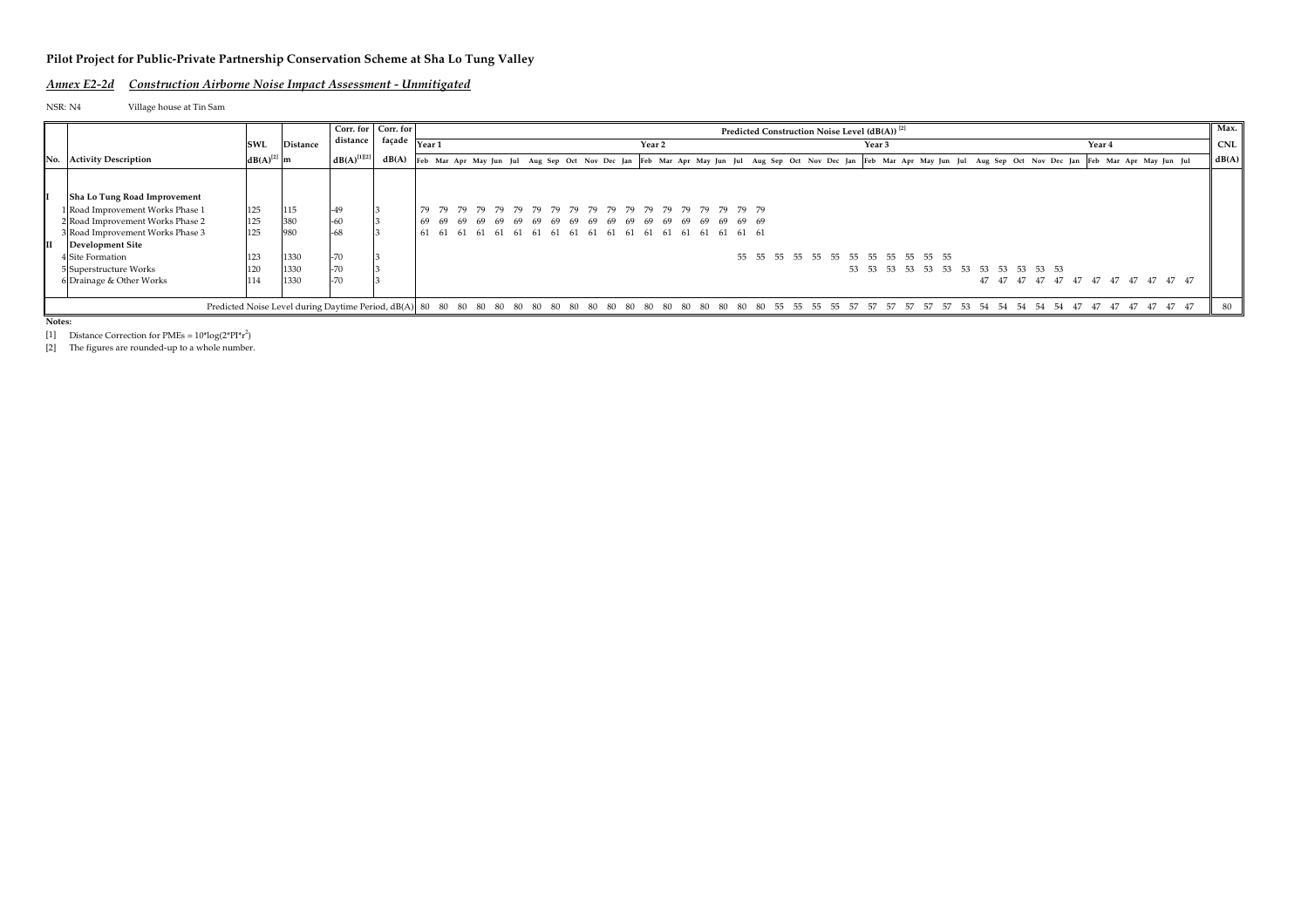# Pilot Project for Public-Private Partnership Conservation Scheme at Sha Lo Tung Valley

## *Annex E2-2d Construction Airborne Noise Impact Assessment - Unmitigated*

NSR: N4 Village house at Tin Sam

| No. | Activity Description | SWL | Distance | Corr. for distance | Corr. for façade | Predicted Construction Noise Level (dB(A)) [2] | | | | | | | | | | | | | | | | | | | | | | | | | | | | | | | | | | | | | | | | | | Max. CNL |
|---|---|---|---|---|---|---|---|---|---|---|---|---|---|---|---|---|---|---|---|---|---|---|---|---|---|---|---|---|---|---|---|---|---|---|---|---|---|---|---|---|---|---|---|---|---|---|---|---|
| | | dB(A)[2] | m | dB(A)[1][2] | dB(A) | Year 1 | | | | | | | | | | | | Year 2 | | | | | | | | | | | | Year 3 | | | | | | | | | | | | Year 4 | | | | | | dB(A) |
| | | | | | | Feb | Mar | Apr | May | Jun | Jul | Aug | Sep | Oct | Nov | Dec | Jan | Feb | Mar | Apr | May | Jun | Jul | Aug | Sep | Oct | Nov | Dec | Jan | Feb | Mar | Apr | May | Jun | Jul | Aug | Sep | Oct | Nov | Dec | Jan | Feb | Mar | Apr | May | Jun | Jul | |
| I | **Sha Lo Tung Road Improvement** | | | | | | | | | | | | | | | | | | | | | | | | | | | | | | | | | | | | | | | | | | | | | | | |
| 1 | Road Improvement Works Phase 1 | 125 | 115 | -49 | 3 | 79 | 79 | 79 | 79 | 79 | 79 | 79 | 79 | 79 | 79 | 79 | 79 | 79 | 79 | 79 | 79 | 79 | 79 | 79 | | | | | | | | | | | | | | | | | | | | | | | | |
| 2 | Road Improvement Works Phase 2 | 125 | 380 | -60 | 3 | 69 | 69 | 69 | 69 | 69 | 69 | 69 | 69 | 69 | 69 | 69 | 69 | 69 | 69 | 69 | 69 | 69 | 69 | 69 | | | | | | | | | | | | | | | | | | | | | | | | |
| 3 | Road Improvement Works Phase 3 | 125 | 980 | -68 | 3 | 61 | 61 | 61 | 61 | 61 | 61 | 61 | 61 | 61 | 61 | 61 | 61 | 61 | 61 | 61 | 61 | 61 | 61 | 61 | | | | | | | | | | | | | | | | | | | | | | | | |
| II | **Development Site** | | | | | | | | | | | | | | | | | | | | | | | | | | | | | | | | | | | | | | | | | | | | | | | |
| 4 | Site Formation | 123 | 1330 | -70 | 3 | | | | | | | | | | | | | | | | | | | 55 | 55 | 55 | 55 | 55 | 55 | 55 | 55 | 55 | 55 | 55 | 55 | | | | | | | | | | | | | |
| 5 | Superstructure Works | 120 | 1330 | -70 | 3 | | | | | | | | | | | | | | | | | | | | | | | | | 53 | 53 | 53 | 53 | 53 | 53 | 53 | 53 | 53 | 53 | 53 | 53 | | | | | | | |
| 6 | Drainage & Other Works | 114 | 1330 | -70 | 3 | | | | | | | | | | | | | | | | | | | | | | | | | | | | | | | | 47 | 47 | 47 | 47 | 47 | 47 | 47 | 47 | 47 | 47 | 47 | |
| | Predicted Noise Level during Daytime Period, dB(A) | | | | | 80 | 80 | 80 | 80 | 80 | 80 | 80 | 80 | 80 | 80 | 80 | 80 | 80 | 80 | 80 | 80 | 80 | 80 | 80 | 55 | 55 | 55 | 55 | 55 | 57 | 57 | 57 | 57 | 57 | 57 | 53 | 54 | 54 | 54 | 54 | 54 | 47 | 47 | 47 | 47 | 47 | 47 | 80 |

**Notes:**

[1] Distance Correction for PMEs = $10*\log(2*PI*r^2)$

[2] The figures are rounded-up to a whole number.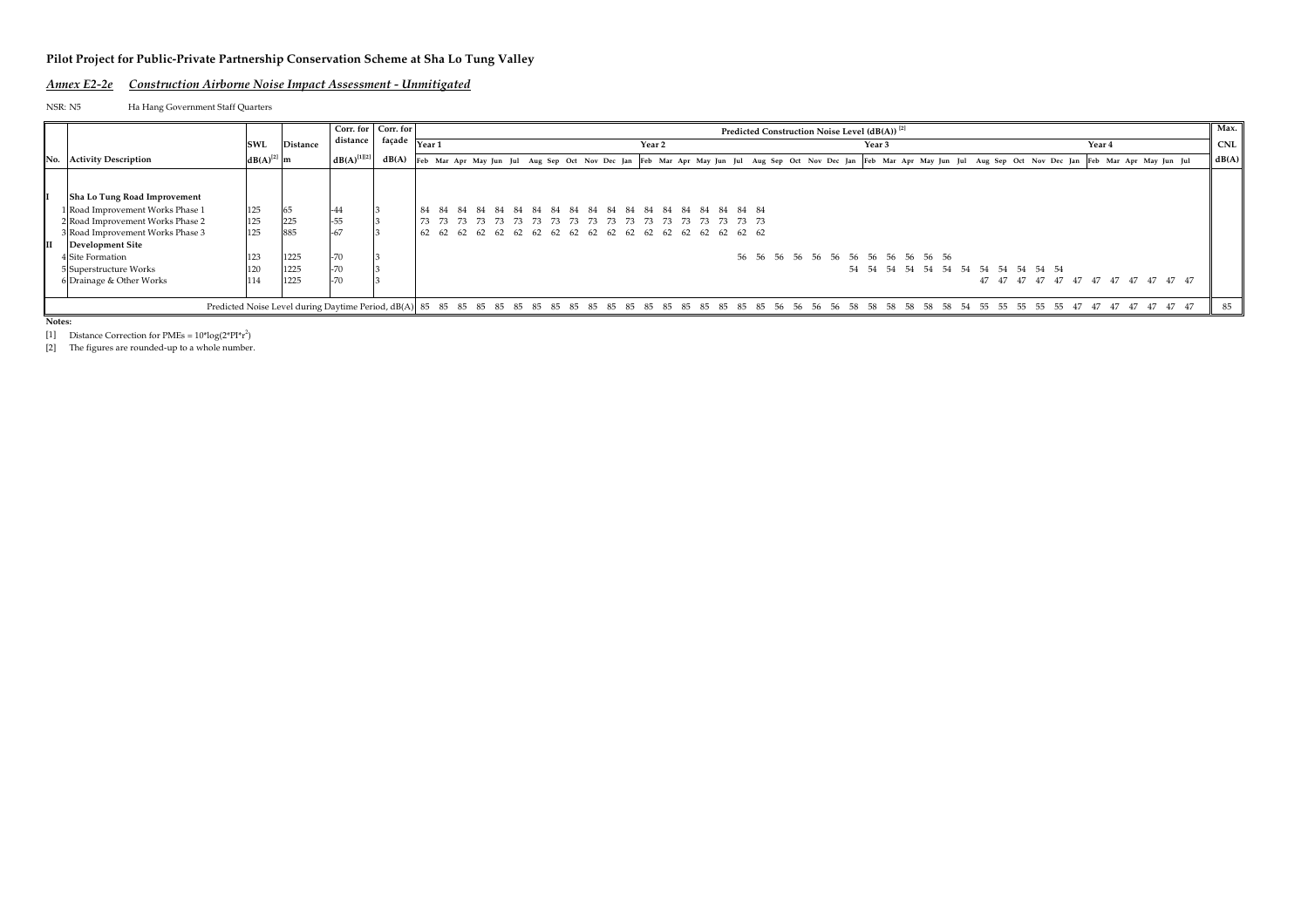**Pilot Project for Public-Private Partnership Conservation Scheme at Sha Lo Tung Valley**

***Annex E2-2e Construction Airborne Noise Impact Assessment - Unmitigated***

NSR: N5 Ha Hang Government Staff Quarters

| No. | Activity Description | SWL dB(A)[2] | Distance m | Corr. for distance dB(A)[1][2] | Corr. for façade dB(A) | Predicted Construction Noise Level (dB(A)) [2] | | | | | | | | | | | | | | | | | | | | | | | | | | | | | | | | | | | | | | | | | | Max. CNL dB(A) |
|---|---|---|---|---|---|---|---|---|---|---|---|---|---|---|---|---|---|---|---|---|---|---|---|---|---|---|---|---|---|---|---|---|---|---|---|---|---|---|---|---|---|---|---|---|---|---|---|
| | | | | | | Year 1 | | | | | | | | | | | | Year 2 | | | | | | | | | | | | Year 3 | | | | | | | | | | | | Year 4 | | | | | | |
| | | | | | | Feb | Mar | Apr | May | Jun | Jul | Aug | Sep | Oct | Nov | Dec | Jan | Feb | Mar | Apr | May | Jun | Jul | Aug | Sep | Oct | Nov | Dec | Jan | Feb | Mar | Apr | May | Jun | Jul | Aug | Sep | Oct | Nov | Dec | Jan | Feb | Mar | Apr | May | Jun | Jul | |
| I | Sha Lo Tung Road Improvement | | | | | | | | | | | | | | | | | | | | | | | | | | | | | | | | | | | | | | | | | | | | | | | |
| 1 | Road Improvement Works Phase 1 | 125 | 65 | -44 | 3 | 84 | 84 | 84 | 84 | 84 | 84 | 84 | 84 | 84 | 84 | 84 | 84 | 84 | 84 | 84 | 84 | 84 | 84 | 84 | | | | | | | | | | | | | | | | | | | | | | | | |
| 2 | Road Improvement Works Phase 2 | 125 | 225 | -55 | 3 | 73 | 73 | 73 | 73 | 73 | 73 | 73 | 73 | 73 | 73 | 73 | 73 | 73 | 73 | 73 | 73 | 73 | 73 | 73 | | | | | | | | | | | | | | | | | | | | | | | | |
| 3 | Road Improvement Works Phase 3 | 125 | 885 | -67 | 3 | 62 | 62 | 62 | 62 | 62 | 62 | 62 | 62 | 62 | 62 | 62 | 62 | 62 | 62 | 62 | 62 | 62 | 62 | 62 | | | | | | | | | | | | | | | | | | | | | | | | |
| II | Development Site | | | | | | | | | | | | | | | | | | | | | | | | | | | | | | | | | | | | | | | | | | | | | | | |
| 4 | Site Formation | 123 | 1225 | -70 | 3 | | | | | | | | | | | | | | | | | | 56 | 56 | 56 | 56 | 56 | 56 | 56 | 56 | 56 | 56 | 56 | 56 | | | | | | | | | | | | | | |
| 5 | Superstructure Works | 120 | 1225 | -70 | 3 | | | | | | | | | | | | | | | | | | | | | | | | 54 | 54 | 54 | 54 | 54 | 54 | 54 | 54 | 54 | 54 | 54 | 54 | | | | | | | |
| 6 | Drainage & Other Works | 114 | 1225 | -70 | 3 | | | | | | | | | | | | | | | | | | | | | | | | | | | | | | | 47 | 47 | 47 | 47 | 47 | 47 | 47 | 47 | 47 | 47 | 47 | 47 | |
| | Predicted Noise Level during Daytime Period, dB(A) | | | | | 85 | 85 | 85 | 85 | 85 | 85 | 85 | 85 | 85 | 85 | 85 | 85 | 85 | 85 | 85 | 85 | 85 | 85 | 85 | 56 | 56 | 56 | 56 | 58 | 58 | 58 | 58 | 58 | 58 | 54 | 55 | 55 | 55 | 55 | 55 | 47 | 47 | 47 | 47 | 47 | 47 | 47 | 85 |

**Notes:**

[1] Distance Correction for PMEs = $10*\log(2*PI*r^2)$

[2] The figures are rounded-up to a whole number.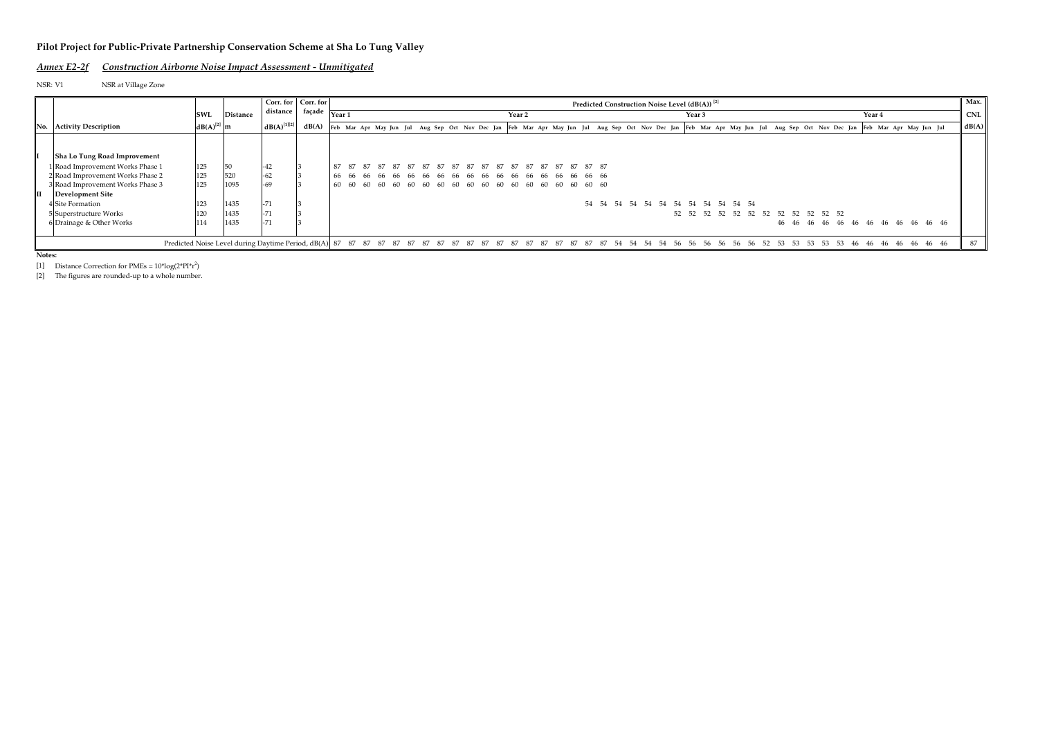**Pilot Project for Public-Private Partnership Conservation Scheme at Sha Lo Tung Valley**

***Annex E2-2f Construction Airborne Noise Impact Assessment - Unmitigated***

NSR: V1 NSR at Village Zone

| | | | | Corr. for distance | Corr. for façade | Predicted Construction Noise Level (dB(A)) [2] | | | | | | | | | | | | | | | | | | | | | | | | | | | | | | | | | | | | | | | | | | Max. CNL |
|---|---|---|---|---|---|---|---|---|---|---|---|---|---|---|---|---|---|---|---|---|---|---|---|---|---|---|---|---|---|---|---|---|---|---|---|---|---|---|---|---|---|---|---|---|---|---|---|---|
| | | SWL | Distance | | | Year 1 | | | | | | | | | | | | Year 2 | | | | | | | | | | | | Year 3 | | | | | | | | | | | | Year 4 | | | | | | |
| No. | Activity Description | dB(A)[2] | m | dB(A)[1][2] | dB(A) | Feb | Mar | Apr | May | Jun | Jul | Aug | Sep | Oct | Nov | Dec | Jan | Feb | Mar | Apr | May | Jun | Jul | Aug | Sep | Oct | Nov | Dec | Jan | Feb | Mar | Apr | May | Jun | Jul | Aug | Sep | Oct | Nov | Dec | Jan | Feb | Mar | Apr | May | Jun | Jul | dB(A) |
| I | **Sha Lo Tung Road Improvement** | | | | | | | | | | | | | | | | | | | | | | | | | | | | | | | | | | | | | | | | | | | | | | | |
| 1 | Road Improvement Works Phase 1 | 125 | 50 | -42 | 3 | 87 | 87 | 87 | 87 | 87 | 87 | 87 | 87 | 87 | 87 | 87 | 87 | 87 | 87 | 87 | 87 | 87 | 87 | 87 | | | | | | | | | | | | | | | | | | | | | | | | |
| 2 | Road Improvement Works Phase 2 | 125 | 520 | -62 | 3 | 66 | 66 | 66 | 66 | 66 | 66 | 66 | 66 | 66 | 66 | 66 | 66 | 66 | 66 | 66 | 66 | 66 | 66 | 66 | | | | | | | | | | | | | | | | | | | | | | | | |
| 3 | Road Improvement Works Phase 3 | 125 | 1095 | -69 | 3 | 60 | 60 | 60 | 60 | 60 | 60 | 60 | 60 | 60 | 60 | 60 | 60 | 60 | 60 | 60 | 60 | 60 | 60 | 60 | | | | | | | | | | | | | | | | | | | | | | | | |
| II | **Development Site** | | | | | | | | | | | | | | | | | | | | | | | | | | | | | | | | | | | | | | | | | | | | | | | |
| 4 | Site Formation | 123 | 1435 | -71 | 3 | | | | | | | | | | | | | | | | | | 54 | 54 | 54 | 54 | 54 | 54 | 54 | 54 | 54 | 54 | 54 | 54 | | | | | | | | | | | | | | |
| 5 | Superstructure Works | 120 | 1435 | -71 | 3 | | | | | | | | | | | | | | | | | | | | | | | | 52 | 52 | 52 | 52 | 52 | 52 | 52 | 52 | 52 | 52 | 52 | 52 | | | | | | | | |
| 6 | Drainage & Other Works | 114 | 1435 | -71 | 3 | | | | | | | | | | | | | | | | | | | | | | | | | | | | | | | 46 | 46 | 46 | 46 | 46 | 46 | 46 | 46 | 46 | 46 | 46 | 46 | |
| | Predicted Noise Level during Daytime Period, dB(A) | | | | | 87 | 87 | 87 | 87 | 87 | 87 | 87 | 87 | 87 | 87 | 87 | 87 | 87 | 87 | 87 | 87 | 87 | 87 | 87 | 54 | 54 | 54 | 54 | 56 | 56 | 56 | 56 | 56 | 56 | 52 | 53 | 53 | 53 | 53 | 53 | 46 | 46 | 46 | 46 | 46 | 46 | 46 | 87 |

**Notes:**

[1] Distance Correction for PMEs = $10*\log(2*PI*r^2)$

[2] The figures are rounded-up to a whole number.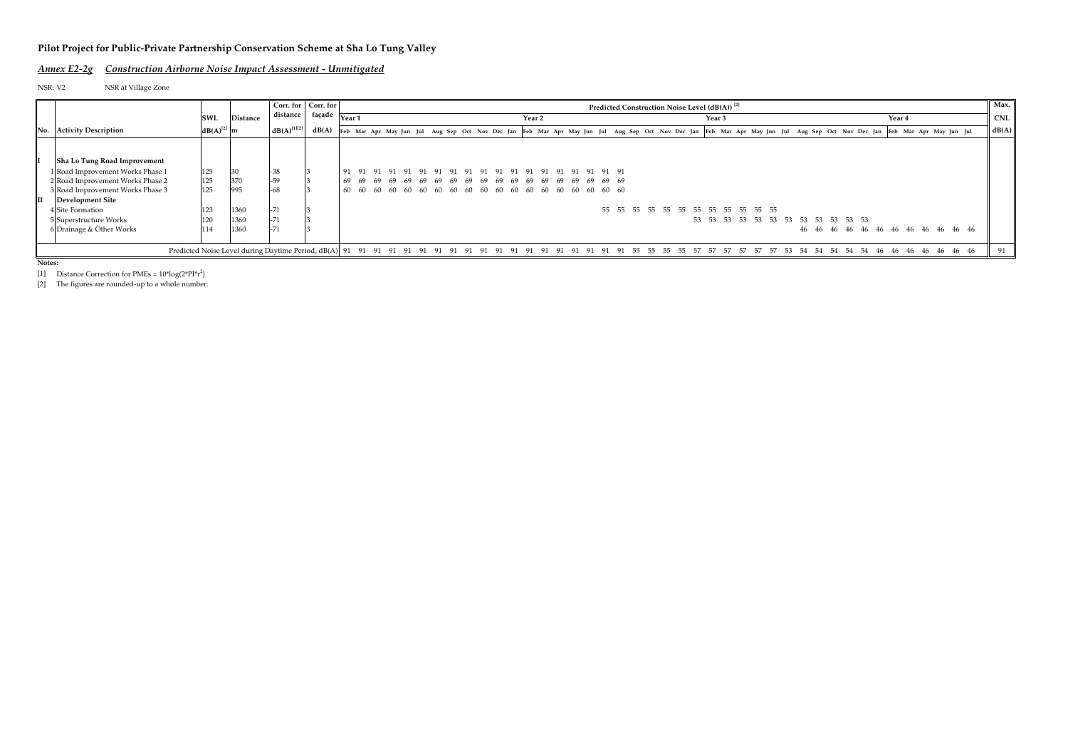**Pilot Project for Public-Private Partnership Conservation Scheme at Sha Lo Tung Valley**

## *Annex E2-2g Construction Airborne Noise Impact Assessment - Unmitigated*

NSR: V2 NSR at Village Zone

| | | SWL | Distance | Corr. for distance | Corr. for façade | Predicted Construction Noise Level (dB(A)) [2] | | | | | | | | | | | | | | | | | | | | | | | | | | | | | | | | | | | | | | | | | | Max. CNL |
|---|---|---|---|---|---|---|---|---|---|---|---|---|---|---|---|---|---|---|---|---|---|---|---|---|---|---|---|---|---|---|---|---|---|---|---|---|---|---|---|---|---|---|---|---|---|---|---|---|
| | | | | | | Year 1 | | | | | | | | | | | | Year 2 | | | | | | | | | | | | Year 3 | | | | | | | | | | | | Year 4 | | | | | | |
| No. | Activity Description | dB(A)[2] | m | dB(A)[1][2] | dB(A) | Feb | Mar | Apr | May | Jun | Jul | Aug | Sep | Oct | Nov | Dec | Jan | Feb | Mar | Apr | May | Jun | Jul | Aug | Sep | Oct | Nov | Dec | Jan | Feb | Mar | Apr | May | Jun | Jul | Aug | Sep | Oct | Nov | Dec | Jan | Feb | Mar | Apr | May | Jun | Jul | dB(A) |
| I | **Sha Lo Tung Road Improvement** | | | | | | | | | | | | | | | | | | | | | | | | | | | | | | | | | | | | | | | | | | | | | | | |
| 1 | Road Improvement Works Phase 1 | 125 | 30 | -38 | 3 | 91 | 91 | 91 | 91 | 91 | 91 | 91 | 91 | 91 | 91 | 91 | 91 | 91 | 91 | 91 | 91 | 91 | 91 | 91 | | | | | | | | | | | | | | | | | | | | | | | | |
| 2 | Road Improvement Works Phase 2 | 125 | 370 | -59 | 3 | 69 | 69 | 69 | 69 | 69 | 69 | 69 | 69 | 69 | 69 | 69 | 69 | 69 | 69 | 69 | 69 | 69 | 69 | 69 | | | | | | | | | | | | | | | | | | | | | | | | |
| 3 | Road Improvement Works Phase 3 | 125 | 995 | -68 | 3 | 60 | 60 | 60 | 60 | 60 | 60 | 60 | 60 | 60 | 60 | 60 | 60 | 60 | 60 | 60 | 60 | 60 | 60 | 60 | | | | | | | | | | | | | | | | | | | | | | | | |
| II | **Development Site** | | | | | | | | | | | | | | | | | | | | | | | | | | | | | | | | | | | | | | | | | | | | | | | |
| 4 | Site Formation | 123 | 1360 | -71 | 3 | | | | | | | | | | | | | | | | | | 55 | 55 | 55 | 55 | 55 | 55 | 55 | 55 | 55 | 55 | 55 | 55 | | | | | | | | | | | | | | |
| 5 | Superstructure Works | 120 | 1360 | -71 | 3 | | | | | | | | | | | | | | | | | | | | | | | | 53 | 53 | 53 | 53 | 53 | 53 | 53 | 53 | 53 | 53 | 53 | 53 | | | | | | | | |
| 6 | Drainage & Other Works | 114 | 1360 | -71 | 3 | | | | | | | | | | | | | | | | | | | | | | | | | | | | | | | 46 | 46 | 46 | 46 | 46 | 46 | 46 | 46 | 46 | 46 | 46 | 46 | |
| | Predicted Noise Level during Daytime Period, dB(A) | | | | | 91 | 91 | 91 | 91 | 91 | 91 | 91 | 91 | 91 | 91 | 91 | 91 | 91 | 91 | 91 | 91 | 91 | 91 | 91 | 55 | 55 | 55 | 55 | 57 | 57 | 57 | 57 | 57 | 57 | 53 | 54 | 54 | 54 | 54 | 54 | 46 | 46 | 46 | 46 | 46 | 46 | 46 | 91 |

**Notes:**

[1] Distance Correction for PMEs = $10*\log(2*PI*r^2)$

[2] The figures are rounded-up to a whole number.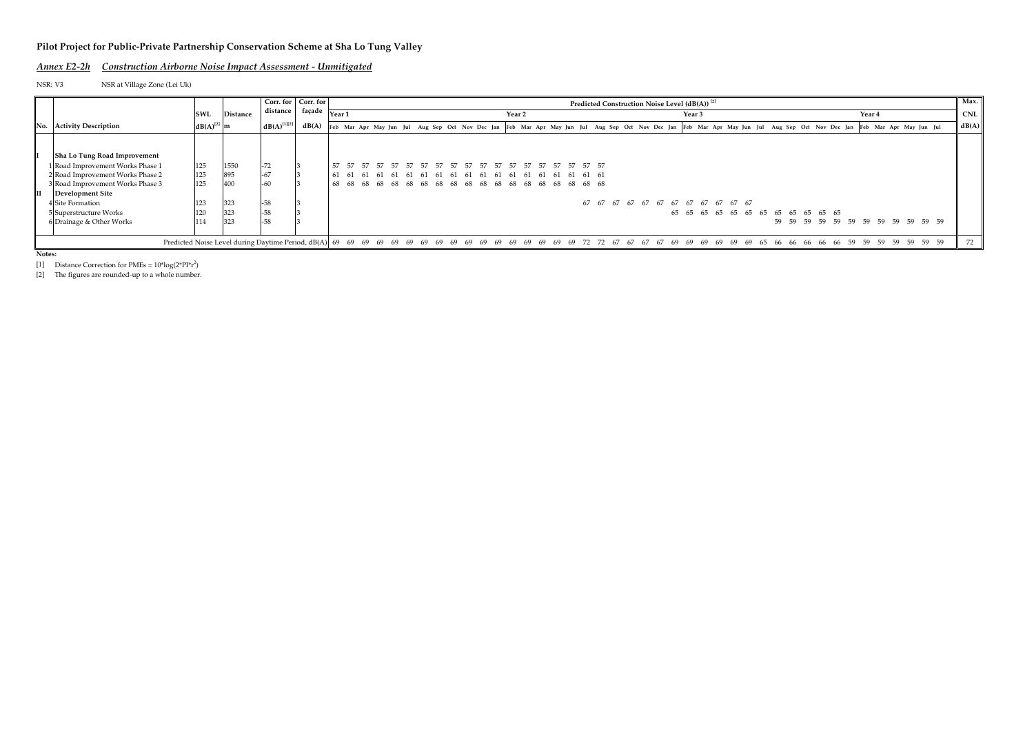## Pilot Project for Public-Private Partnership Conservation Scheme at Sha Lo Tung Valley

### *Annex E2-2h Construction Airborne Noise Impact Assessment - Unmitigated*

NSR: V3 NSR at Village Zone (Lei Uk)

| No. | Activity Description | SWL dB(A)[2] | Distance m | Corr. for distance dB(A)[1][2] | Corr. for façade dB(A) | Predicted Construction Noise Level (dB(A)) [2] | | | | | | | | | | | | | | | | | | | | | | | | | | | | | | | | | | | | | | | | | | Max. CNL dB(A) |
|---|---|---|---|---|---|---|---|---|---|---|---|---|---|---|---|---|---|---|---|---|---|---|---|---|---|---|---|---|---|---|---|---|---|---|---|---|---|---|---|---|---|---|---|---|---|---|---|---|
| | | | | | | Year 1 | | | | | | | | | | | | Year 2 | | | | | | | | | | | | Year 3 | | | | | | | | | | | | Year 4 | | | | | | |
| | | | | | | Feb | Mar | Apr | May | Jun | Jul | Aug | Sep | Oct | Nov | Dec | Jan | Feb | Mar | Apr | May | Jun | Jul | Aug | Sep | Oct | Nov | Dec | Jan | Feb | Mar | Apr | May | Jun | Jul | Aug | Sep | Oct | Nov | Dec | Jan | Feb | Mar | Apr | May | Jun | Jul | |
| I | Sha Lo Tung Road Improvement | | | | | | | | | | | | | | | | | | | | | | | | | | | | | | | | | | | | | | | | | | | | | | | |
| 1 | Road Improvement Works Phase 1 | 125 | 1550 | -72 | 3 | 57 | 57 | 57 | 57 | 57 | 57 | 57 | 57 | 57 | 57 | 57 | 57 | 57 | 57 | 57 | 57 | 57 | 57 | 57 | | | | | | | | | | | | | | | | | | | | | | | | |
| 2 | Road Improvement Works Phase 2 | 125 | 895 | -67 | 3 | 61 | 61 | 61 | 61 | 61 | 61 | 61 | 61 | 61 | 61 | 61 | 61 | 61 | 61 | 61 | 61 | 61 | 61 | 61 | | | | | | | | | | | | | | | | | | | | | | | | |
| 3 | Road Improvement Works Phase 3 | 125 | 400 | -60 | 3 | 68 | 68 | 68 | 68 | 68 | 68 | 68 | 68 | 68 | 68 | 68 | 68 | 68 | 68 | 68 | 68 | 68 | 68 | 68 | | | | | | | | | | | | | | | | | | | | | | | | |
| II | Development Site | | | | | | | | | | | | | | | | | | | | | | | | | | | | | | | | | | | | | | | | | | | | | | | |
| 4 | Site Formation | 123 | 323 | -58 | 3 | | | | | | | | | | | | | | | | | | 67 | 67 | 67 | 67 | 67 | 67 | 67 | 67 | 67 | 67 | 67 | 67 | | | | | | | | | | | | | | |
| 5 | Superstructure Works | 120 | 323 | -58 | 3 | | | | | | | | | | | | | | | | | | | | | | | | 65 | 65 | 65 | 65 | 65 | 65 | 65 | 65 | 65 | 65 | 65 | 65 | | | | | | | | |
| 6 | Drainage & Other Works | 114 | 323 | -58 | 3 | | | | | | | | | | | | | | | | | | | | | | | | | | | | | | | 59 | 59 | 59 | 59 | 59 | 59 | 59 | 59 | 59 | 59 | 59 | 59 | |
| | Predicted Noise Level during Daytime Period, dB(A) | | | | | 69 | 69 | 69 | 69 | 69 | 69 | 69 | 69 | 69 | 69 | 69 | 69 | 69 | 69 | 69 | 69 | 69 | 72 | 72 | 67 | 67 | 67 | 67 | 69 | 69 | 69 | 69 | 69 | 69 | 65 | 66 | 66 | 66 | 66 | 66 | 59 | 59 | 59 | 59 | 59 | 59 | 59 | 72 |

**Notes:**

[1] Distance Correction for PMEs = $10*\log(2*PI*r^2)$

[2] The figures are rounded-up to a whole number.